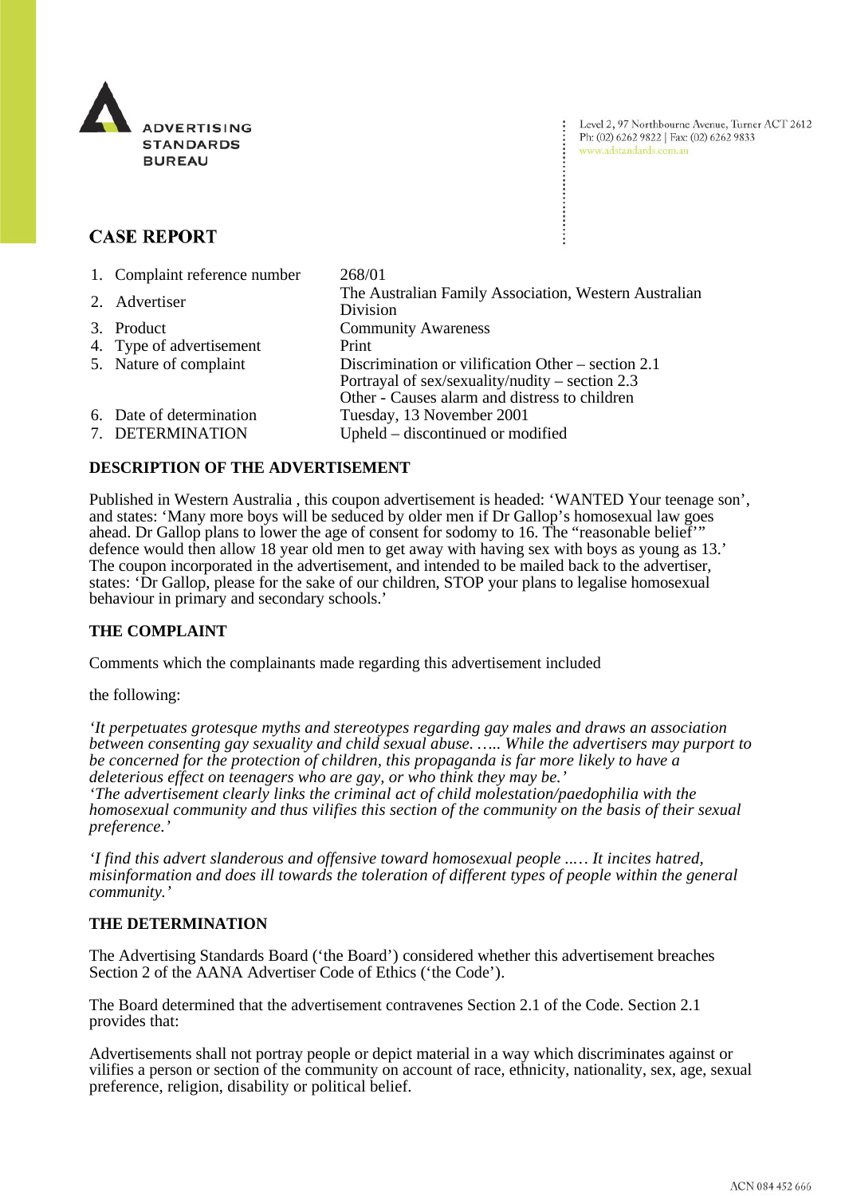ADVERTISING STANDARDS BUREAU

Level 2, 97 Northbourne Avenue, Turner ACT 2612
Ph: (02) 6262 9822 | Fax: (02) 6262 9833
www.adstandards.com.au

# CASE REPORT

| | |
|---|---|
| 1. Complaint reference number | 268/01 |
| 2. Advertiser | The Australian Family Association, Western Australian Division |
| 3. Product | Community Awareness |
| 4. Type of advertisement | Print |
| 5. Nature of complaint | Discrimination or vilification Other – section 2.1<br>Portrayal of sex/sexuality/nudity – section 2.3<br>Other - Causes alarm and distress to children |
| 6. Date of determination | Tuesday, 13 November 2001 |
| 7. DETERMINATION | Upheld – discontinued or modified |

## DESCRIPTION OF THE ADVERTISEMENT

Published in Western Australia , this coupon advertisement is headed: 'WANTED Your teenage son', and states: 'Many more boys will be seduced by older men if Dr Gallop's homosexual law goes ahead. Dr Gallop plans to lower the age of consent for sodomy to 16. The "reasonable belief'" defence would then allow 18 year old men to get away with having sex with boys as young as 13.' The coupon incorporated in the advertisement, and intended to be mailed back to the advertiser, states: 'Dr Gallop, please for the sake of our children, STOP your plans to legalise homosexual behaviour in primary and secondary schools.'

## THE COMPLAINT

Comments which the complainants made regarding this advertisement included

the following:

*'It perpetuates grotesque myths and stereotypes regarding gay males and draws an association between consenting gay sexuality and child sexual abuse. ….. While the advertisers may purport to be concerned for the protection of children, this propaganda is far more likely to have a deleterious effect on teenagers who are gay, or who think they may be.'*
*'The advertisement clearly links the criminal act of child molestation/paedophilia with the homosexual community and thus vilifies this section of the community on the basis of their sexual preference.'*

*'I find this advert slanderous and offensive toward homosexual people ..… It incites hatred, misinformation and does ill towards the toleration of different types of people within the general community.'*

## THE DETERMINATION

The Advertising Standards Board ('the Board') considered whether this advertisement breaches Section 2 of the AANA Advertiser Code of Ethics ('the Code').

The Board determined that the advertisement contravenes Section 2.1 of the Code. Section 2.1 provides that:

Advertisements shall not portray people or depict material in a way which discriminates against or vilifies a person or section of the community on account of race, ethnicity, nationality, sex, age, sexual preference, religion, disability or political belief.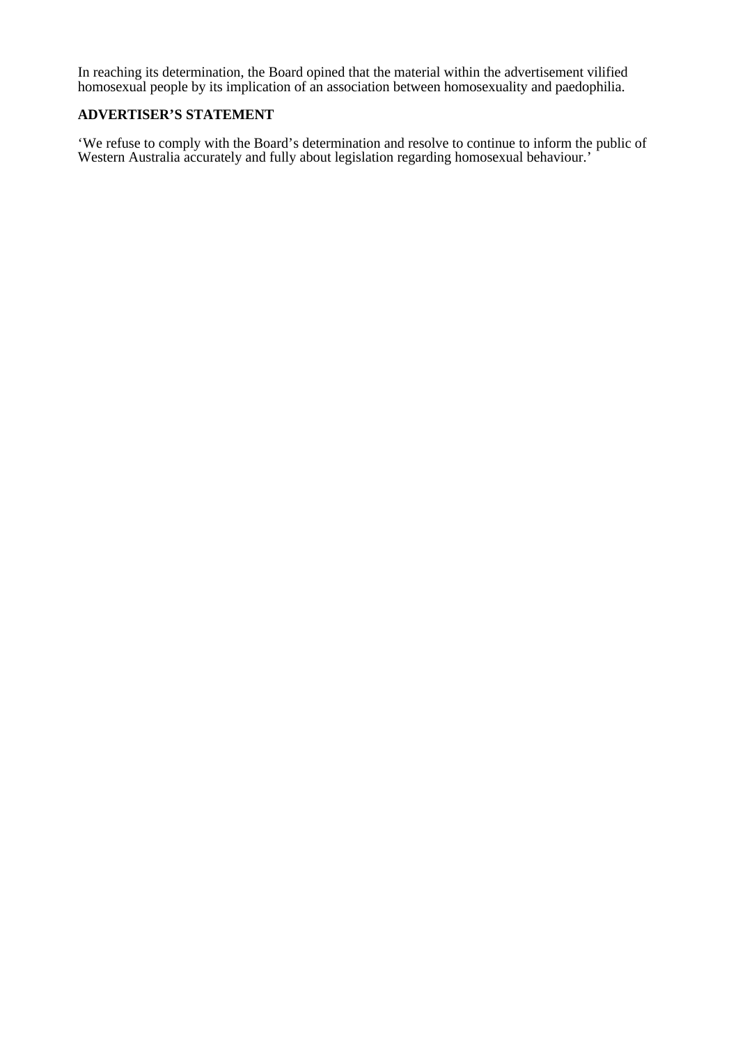In reaching its determination, the Board opined that the material within the advertisement vilified homosexual people by its implication of an association between homosexuality and paedophilia.

**ADVERTISER'S STATEMENT**

'We refuse to comply with the Board's determination and resolve to continue to inform the public of Western Australia accurately and fully about legislation regarding homosexual behaviour.'